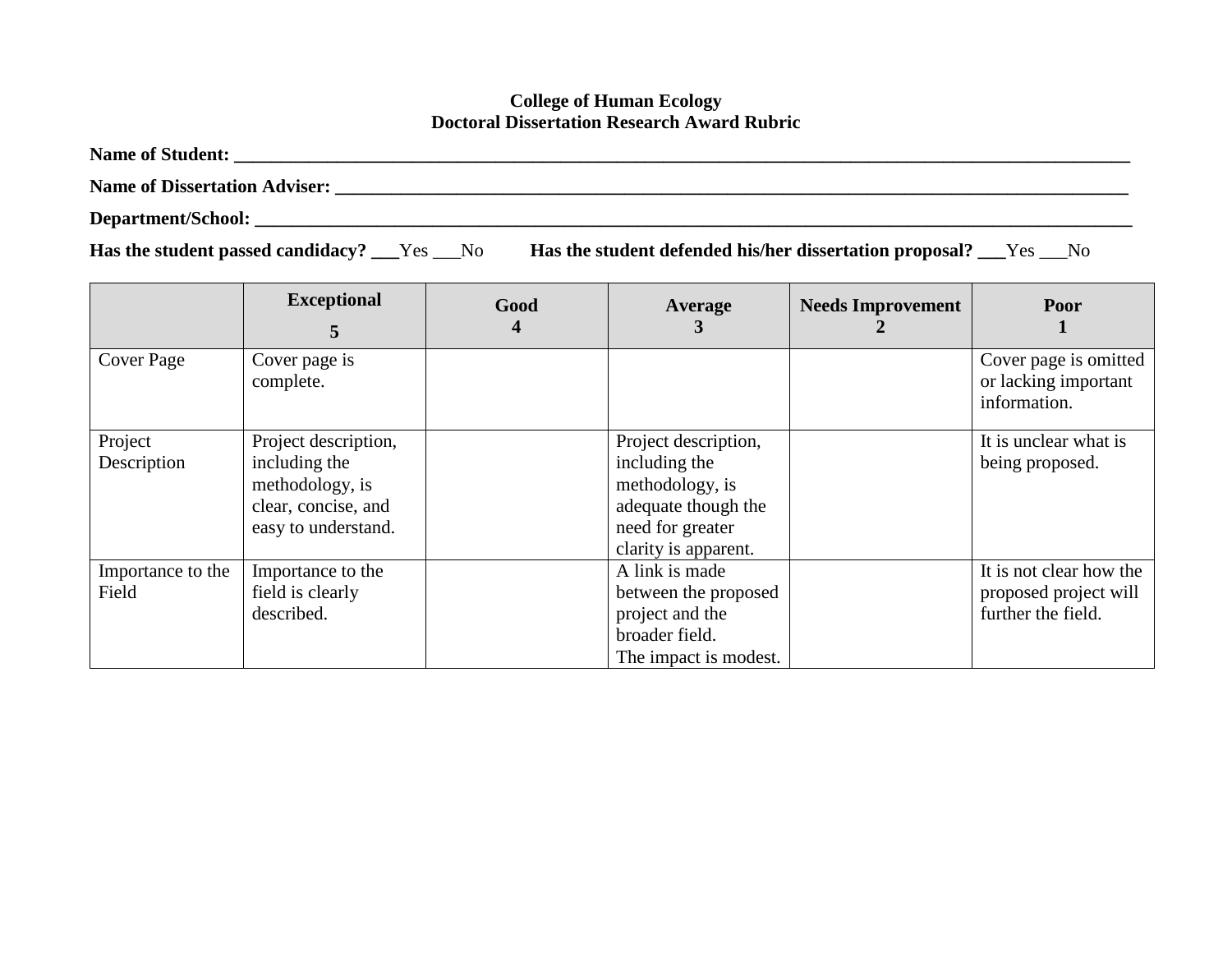**College of Human Ecology**
**Doctoral Dissertation Research Award Rubric**

**Name of Student:** ____________________________________________________________________________________________

**Name of Dissertation Adviser:** ____________________________________________________________________________

**Department/School:** _________________________________________________________________________________________

**Has the student passed candidacy? ___**Yes ___No **Has the student defended his/her dissertation proposal? ___**Yes ___No

| | **Exceptional 5** | **Good 4** | **Average 3** | **Needs Improvement 2** | **Poor 1** |
|---|---|---|---|---|---|
| Cover Page | Cover page is complete. | | | | Cover page is omitted or lacking important information. |
| Project Description | Project description, including the methodology, is clear, concise, and easy to understand. | | Project description, including the methodology, is adequate though the need for greater clarity is apparent. | | It is unclear what is being proposed. |
| Importance to the Field | Importance to the field is clearly described. | | A link is made between the proposed project and the broader field. The impact is modest. | | It is not clear how the proposed project will further the field. |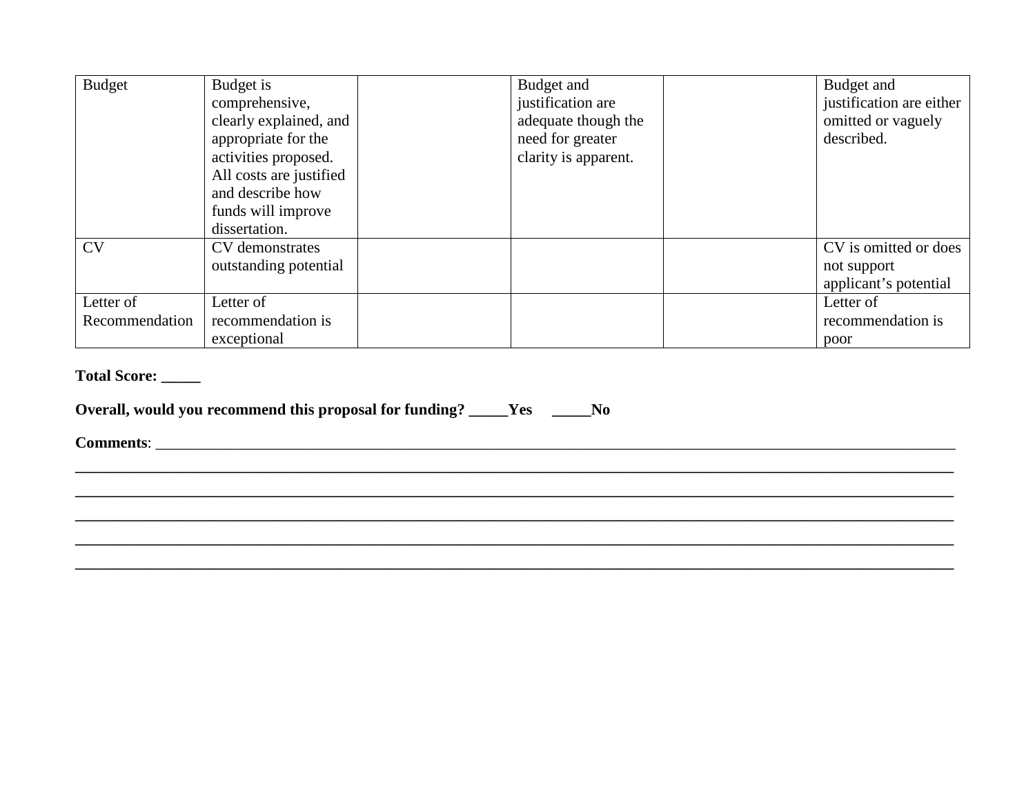| | | | | | |
|---|---|---|---|---|---|
| Budget | Budget is comprehensive, clearly explained, and appropriate for the activities proposed. All costs are justified and describe how funds will improve dissertation. | | Budget and justification are adequate though the need for greater clarity is apparent. | | Budget and justification are either omitted or vaguely described. |
| CV | CV demonstrates outstanding potential | | | | CV is omitted or does not support applicant's potential |
| Letter of Recommendation | Letter of recommendation is exceptional | | | | Letter of recommendation is poor |

**Total Score: _____**

**Overall, would you recommend this proposal for funding? _____Yes _____No**

**Comments**: ____________________________________________________________________________________________
____________________________________________________________________________________________________
____________________________________________________________________________________________________
____________________________________________________________________________________________________
____________________________________________________________________________________________________
____________________________________________________________________________________________________